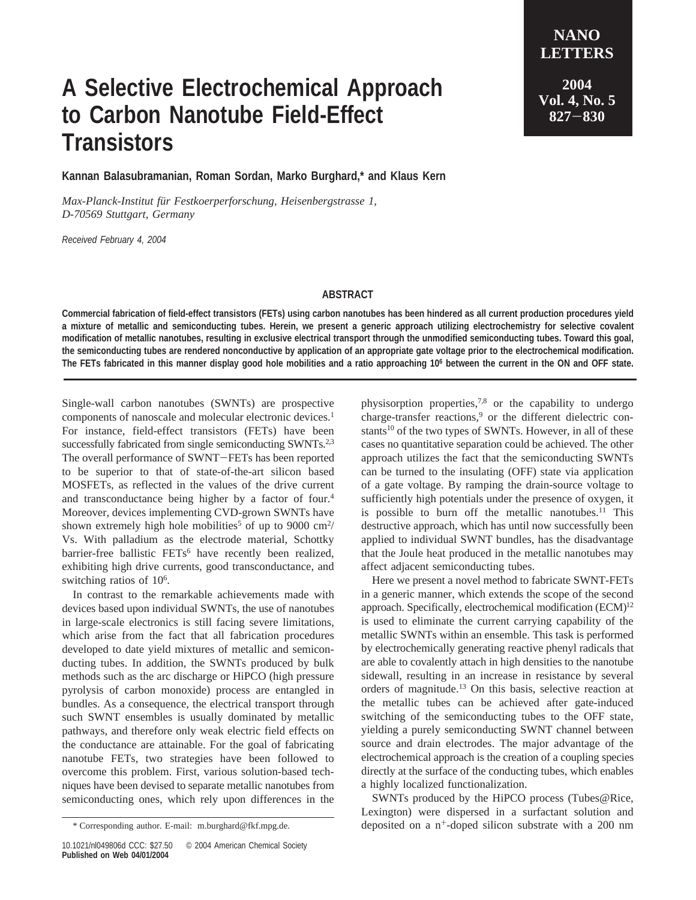# A Selective Electrochemical Approach to Carbon Nanotube Field-Effect Transistors

**Kannan Balasubramanian, Roman Sordan, Marko Burghard,\* and Klaus Kern**

*Max-Planck-Institut für Festkoerperforschung, Heisenbergstrasse 1, D-70569 Stuttgart, Germany*

*Received February 4, 2004*

## ABSTRACT

**Commercial fabrication of field-effect transistors (FETs) using carbon nanotubes has been hindered as all current production procedures yield a mixture of metallic and semiconducting tubes. Herein, we present a generic approach utilizing electrochemistry for selective covalent modification of metallic nanotubes, resulting in exclusive electrical transport through the unmodified semiconducting tubes. Toward this goal, the semiconducting tubes are rendered nonconductive by application of an appropriate gate voltage prior to the electrochemical modification. The FETs fabricated in this manner display good hole mobilities and a ratio approaching $10^6$ between the current in the ON and OFF state.**

Single-wall carbon nanotubes (SWNTs) are prospective components of nanoscale and molecular electronic devices.[1] For instance, field-effect transistors (FETs) have been successfully fabricated from single semiconducting SWNTs.[2,3] The overall performance of SWNT−FETs has been reported to be superior to that of state-of-the-art silicon based MOSFETs, as reflected in the values of the drive current and transconductance being higher by a factor of four.[4] Moreover, devices implementing CVD-grown SWNTs have shown extremely high hole mobilities[5] of up to 9000 $cm^2$/Vs. With palladium as the electrode material, Schottky barrier-free ballistic FETs[6] have recently been realized, exhibiting high drive currents, good transconductance, and switching ratios of $10^6$.

In contrast to the remarkable achievements made with devices based upon individual SWNTs, the use of nanotubes in large-scale electronics is still facing severe limitations, which arise from the fact that all fabrication procedures developed to date yield mixtures of metallic and semiconducting tubes. In addition, the SWNTs produced by bulk methods such as the arc discharge or HiPCO (high pressure pyrolysis of carbon monoxide) process are entangled in bundles. As a consequence, the electrical transport through such SWNT ensembles is usually dominated by metallic pathways, and therefore only weak electric field effects on the conductance are attainable. For the goal of fabricating nanotube FETs, two strategies have been followed to overcome this problem. First, various solution-based techniques have been devised to separate metallic nanotubes from semiconducting ones, which rely upon differences in the physisorption properties,[7,8] or the capability to undergo charge-transfer reactions,[9] or the different dielectric constants[10] of the two types of SWNTs. However, in all of these cases no quantitative separation could be achieved. The other approach utilizes the fact that the semiconducting SWNTs can be turned to the insulating (OFF) state via application of a gate voltage. By ramping the drain-source voltage to sufficiently high potentials under the presence of oxygen, it is possible to burn off the metallic nanotubes.[11] This destructive approach, which has until now successfully been applied to individual SWNT bundles, has the disadvantage that the Joule heat produced in the metallic nanotubes may affect adjacent semiconducting tubes.

Here we present a novel method to fabricate SWNT-FETs in a generic manner, which extends the scope of the second approach. Specifically, electrochemical modification (ECM)[12] is used to eliminate the current carrying capability of the metallic SWNTs within an ensemble. This task is performed by electrochemically generating reactive phenyl radicals that are able to covalently attach in high densities to the nanotube sidewall, resulting in an increase in resistance by several orders of magnitude.[13] On this basis, selective reaction at the metallic tubes can be achieved after gate-induced switching of the semiconducting tubes to the OFF state, yielding a purely semiconducting SWNT channel between source and drain electrodes. The major advantage of the electrochemical approach is the creation of a coupling species directly at the surface of the conducting tubes, which enables a highly localized functionalization.

SWNTs produced by the HiPCO process (Tubes@Rice, Lexington) were dispersed in a surfactant solution and deposited on a $n^+$-doped silicon substrate with a 200 nm

\* Corresponding author. E-mail: m.burghard@fkf.mpg.de.

10.1021/nl049806d CCC: $27.50 © 2004 American Chemical Society
**Published on Web 04/01/2004**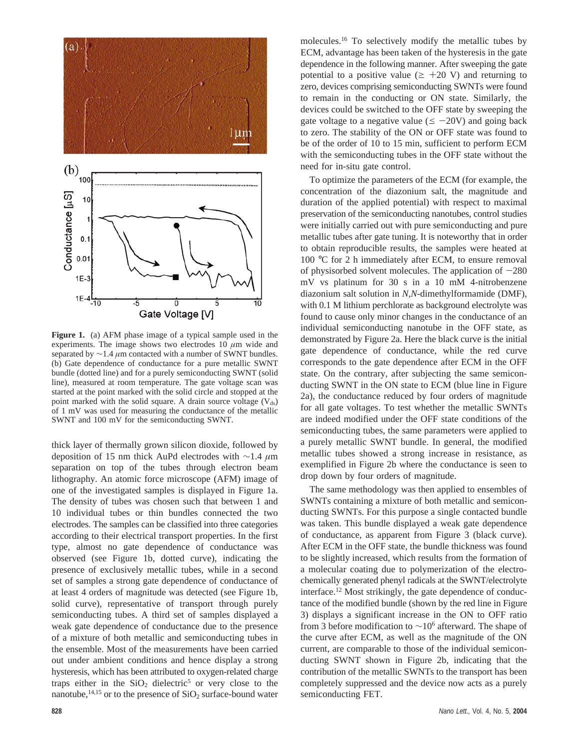**Figure 1.** (a) AFM phase image of a typical sample used in the experiments. The image shows two electrodes 10 $\mu$m wide and separated by $\sim$1.4 $\mu$m contacted with a number of SWNT bundles. (b) Gate dependence of conductance for a pure metallic SWNT bundle (dotted line) and for a purely semiconducting SWNT (solid line), measured at room temperature. The gate voltage scan was started at the point marked with the solid circle and stopped at the point marked with the solid square. A drain source voltage ($V_{ds}$) of 1 mV was used for measuring the conductance of the metallic SWNT and 100 mV for the semiconducting SWNT.

thick layer of thermally grown silicon dioxide, followed by deposition of 15 nm thick AuPd electrodes with $\sim$1.4 $\mu$m separation on top of the tubes through electron beam lithography. An atomic force microscope (AFM) image of one of the investigated samples is displayed in Figure 1a. The density of tubes was chosen such that between 1 and 10 individual tubes or thin bundles connected the two electrodes. The samples can be classified into three categories according to their electrical transport properties. In the first type, almost no gate dependence of conductance was observed (see Figure 1b, dotted curve), indicating the presence of exclusively metallic tubes, while in a second set of samples a strong gate dependence of conductance of at least 4 orders of magnitude was detected (see Figure 1b, solid curve), representative of transport through purely semiconducting tubes. A third set of samples displayed a weak gate dependence of conductance due to the presence of a mixture of both metallic and semiconducting tubes in the ensemble. Most of the measurements have been carried out under ambient conditions and hence display a strong hysteresis, which has been attributed to oxygen-related charge traps either in the $SiO_2$ dielectric[5] or very close to the nanotube,[14,15] or to the presence of $SiO_2$ surface-bound water molecules.[16] To selectively modify the metallic tubes by ECM, advantage has been taken of the hysteresis in the gate dependence in the following manner. After sweeping the gate potential to a positive value ($\geq$ +20 V) and returning to zero, devices comprising semiconducting SWNTs were found to remain in the conducting or ON state. Similarly, the devices could be switched to the OFF state by sweeping the gate voltage to a negative value ($\leq$ −20V) and going back to zero. The stability of the ON or OFF state was found to be of the order of 10 to 15 min, sufficient to perform ECM with the semiconducting tubes in the OFF state without the need for in-situ gate control.

To optimize the parameters of the ECM (for example, the concentration of the diazonium salt, the magnitude and duration of the applied potential) with respect to maximal preservation of the semiconducting nanotubes, control studies were initially carried out with pure semiconducting and pure metallic tubes after gate tuning. It is noteworthy that in order to obtain reproducible results, the samples were heated at 100 °C for 2 h immediately after ECM, to ensure removal of physisorbed solvent molecules. The application of −280 mV vs platinum for 30 s in a 10 mM 4-nitrobenzene diazonium salt solution in *N*,*N*-dimethylformamide (DMF), with 0.1 M lithium perchlorate as background electrolyte was found to cause only minor changes in the conductance of an individual semiconducting nanotube in the OFF state, as demonstrated by Figure 2a. Here the black curve is the initial gate dependence of conductance, while the red curve corresponds to the gate dependence after ECM in the OFF state. On the contrary, after subjecting the same semiconducting SWNT in the ON state to ECM (blue line in Figure 2a), the conductance reduced by four orders of magnitude for all gate voltages. To test whether the metallic SWNTs are indeed modified under the OFF state conditions of the semiconducting tubes, the same parameters were applied to a purely metallic SWNT bundle. In general, the modified metallic tubes showed a strong increase in resistance, as exemplified in Figure 2b where the conductance is seen to drop down by four orders of magnitude.

The same methodology was then applied to ensembles of SWNTs containing a mixture of both metallic and semiconducting SWNTs. For this purpose a single contacted bundle was taken. This bundle displayed a weak gate dependence of conductance, as apparent from Figure 3 (black curve). After ECM in the OFF state, the bundle thickness was found to be slightly increased, which results from the formation of a molecular coating due to polymerization of the electrochemically generated phenyl radicals at the SWNT/electrolyte interface.[12] Most strikingly, the gate dependence of conductance of the modified bundle (shown by the red line in Figure 3) displays a significant increase in the ON to OFF ratio from 3 before modification to $\sim 10^6$ afterward. The shape of the curve after ECM, as well as the magnitude of the ON current, are comparable to those of the individual semiconducting SWNT shown in Figure 2b, indicating that the contribution of the metallic SWNTs to the transport has been completely suppressed and the device now acts as a purely semiconducting FET.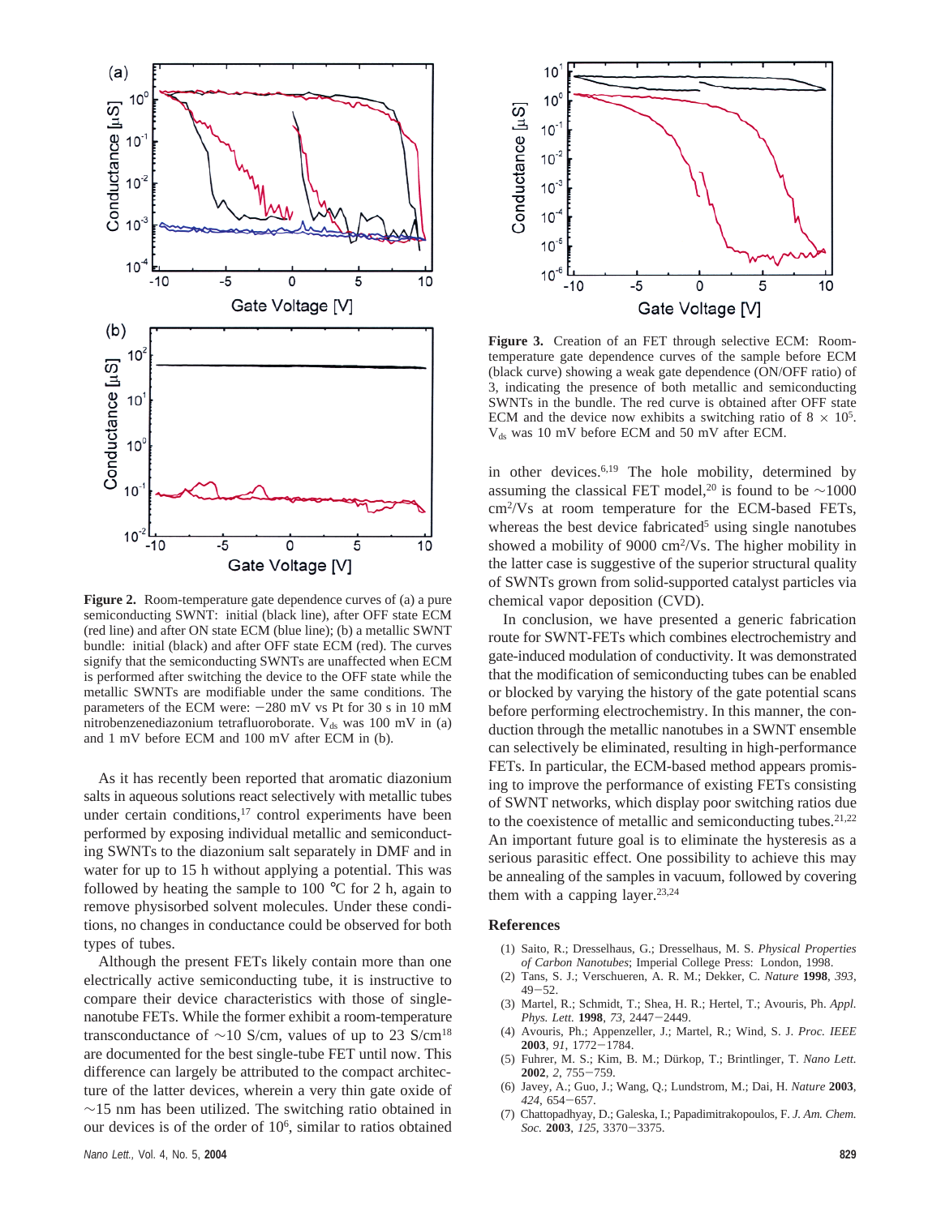**Figure 2.** Room-temperature gate dependence curves of (a) a pure semiconducting SWNT: initial (black line), after OFF state ECM (red line) and after ON state ECM (blue line); (b) a metallic SWNT bundle: initial (black) and after OFF state ECM (red). The curves signify that the semiconducting SWNTs are unaffected when ECM is performed after switching the device to the OFF state while the metallic SWNTs are modifiable under the same conditions. The parameters of the ECM were: −280 mV vs Pt for 30 s in 10 mM nitrobenzenediazonium tetrafluoroborate. $V_{ds}$ was 100 mV in (a) and 1 mV before ECM and 100 mV after ECM in (b).

As it has recently been reported that aromatic diazonium salts in aqueous solutions react selectively with metallic tubes under certain conditions,[17] control experiments have been performed by exposing individual metallic and semiconducting SWNTs to the diazonium salt separately in DMF and in water for up to 15 h without applying a potential. This was followed by heating the sample to 100 °C for 2 h, again to remove physisorbed solvent molecules. Under these conditions, no changes in conductance could be observed for both types of tubes.

Although the present FETs likely contain more than one electrically active semiconducting tube, it is instructive to compare their device characteristics with those of single-nanotube FETs. While the former exhibit a room-temperature transconductance of ~10 S/cm, values of up to 23 S/cm[18] are documented for the best single-tube FET until now. This difference can largely be attributed to the compact architecture of the latter devices, wherein a very thin gate oxide of ~15 nm has been utilized. The switching ratio obtained in our devices is of the order of $10^6$, similar to ratios obtained in other devices.[6,19] The hole mobility, determined by assuming the classical FET model,[20] is found to be ~1000 $cm^2/Vs$ at room temperature for the ECM-based FETs, whereas the best device fabricated[5] using single nanotubes showed a mobility of 9000 $cm^2/Vs$. The higher mobility in the latter case is suggestive of the superior structural quality of SWNTs grown from solid-supported catalyst particles via chemical vapor deposition (CVD).

**Figure 3.** Creation of an FET through selective ECM: Room-temperature gate dependence curves of the sample before ECM (black curve) showing a weak gate dependence (ON/OFF ratio) of 3, indicating the presence of both metallic and semiconducting SWNTs in the bundle. The red curve is obtained after OFF state ECM and the device now exhibits a switching ratio of $8 \times 10^5$. $V_{ds}$ was 10 mV before ECM and 50 mV after ECM.

In conclusion, we have presented a generic fabrication route for SWNT-FETs which combines electrochemistry and gate-induced modulation of conductivity. It was demonstrated that the modification of semiconducting tubes can be enabled or blocked by varying the history of the gate potential scans before performing electrochemistry. In this manner, the conduction through the metallic nanotubes in a SWNT ensemble can selectively be eliminated, resulting in high-performance FETs. In particular, the ECM-based method appears promising to improve the performance of existing FETs consisting of SWNT networks, which display poor switching ratios due to the coexistence of metallic and semiconducting tubes.[21,22] An important future goal is to eliminate the hysteresis as a serious parasitic effect. One possibility to achieve this may be annealing of the samples in vacuum, followed by covering them with a capping layer.[23,24]

## References

(1) Saito, R.; Dresselhaus, G.; Dresselhaus, M. S. *Physical Properties of Carbon Nanotubes*; Imperial College Press: London, 1998.
(2) Tans, S. J.; Verschueren, A. R. M.; Dekker, C. *Nature* **1998**, *393*, 49−52.
(3) Martel, R.; Schmidt, T.; Shea, H. R.; Hertel, T.; Avouris, Ph. *Appl. Phys. Lett.* **1998**, *73*, 2447−2449.
(4) Avouris, Ph.; Appenzeller, J.; Martel, R.; Wind, S. J. *Proc. IEEE* **2003**, *91*, 1772−1784.
(5) Fuhrer, M. S.; Kim, B. M.; Dürkop, T.; Brintlinger, T. *Nano Lett.* **2002**, *2*, 755−759.
(6) Javey, A.; Guo, J.; Wang, Q.; Lundstrom, M.; Dai, H. *Nature* **2003**, *424*, 654−657.
(7) Chattopadhyay, D.; Galeska, I.; Papadimitrakopoulos, F. *J. Am. Chem. Soc.* **2003**, *125*, 3370−3375.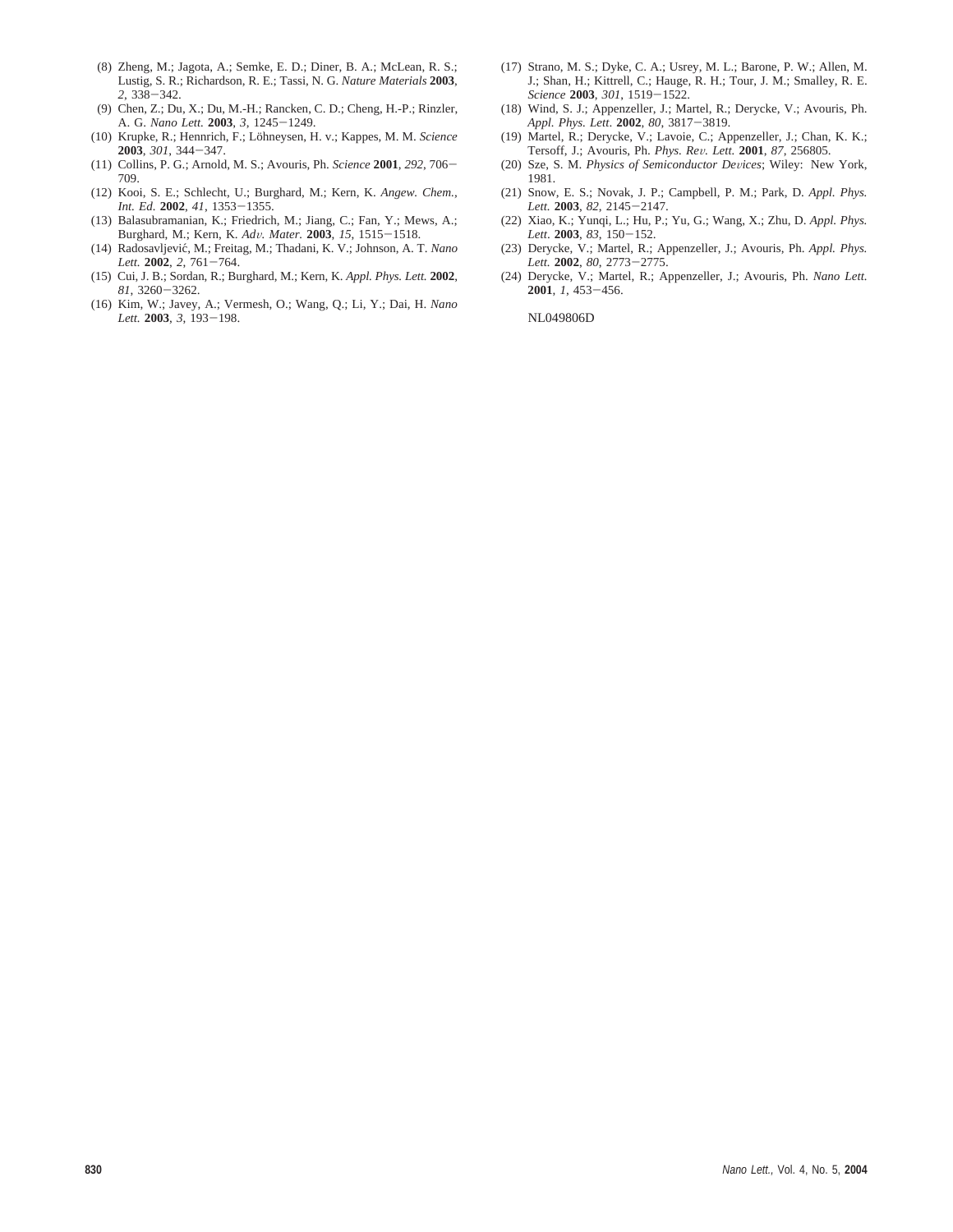(8) Zheng, M.; Jagota, A.; Semke, E. D.; Diner, B. A.; McLean, R. S.; Lustig, S. R.; Richardson, R. E.; Tassi, N. G. *Nature Materials* **2003**, *2*, 338–342.

(9) Chen, Z.; Du, X.; Du, M.-H.; Rancken, C. D.; Cheng, H.-P.; Rinzler, A. G. *Nano Lett.* **2003**, *3*, 1245–1249.

(10) Krupke, R.; Hennrich, F.; Löhneysen, H. v.; Kappes, M. M. *Science* **2003**, *301*, 344–347.

(11) Collins, P. G.; Arnold, M. S.; Avouris, Ph. *Science* **2001**, *292*, 706–709.

(12) Kooi, S. E.; Schlecht, U.; Burghard, M.; Kern, K. *Angew. Chem., Int. Ed.* **2002**, *41*, 1353–1355.

(13) Balasubramanian, K.; Friedrich, M.; Jiang, C.; Fan, Y.; Mews, A.; Burghard, M.; Kern, K. *Adv. Mater.* **2003**, *15*, 1515–1518.

(14) Radosavljević, M.; Freitag, M.; Thadani, K. V.; Johnson, A. T. *Nano Lett.* **2002**, *2*, 761–764.

(15) Cui, J. B.; Sordan, R.; Burghard, M.; Kern, K. *Appl. Phys. Lett.* **2002**, *81*, 3260–3262.

(16) Kim, W.; Javey, A.; Vermesh, O.; Wang, Q.; Li, Y.; Dai, H. *Nano Lett.* **2003**, *3*, 193–198.

(17) Strano, M. S.; Dyke, C. A.; Usrey, M. L.; Barone, P. W.; Allen, M. J.; Shan, H.; Kittrell, C.; Hauge, R. H.; Tour, J. M.; Smalley, R. E. *Science* **2003**, *301*, 1519–1522.

(18) Wind, S. J.; Appenzeller, J.; Martel, R.; Derycke, V.; Avouris, Ph. *Appl. Phys. Lett*. **2002**, *80*, 3817–3819.

(19) Martel, R.; Derycke, V.; Lavoie, C.; Appenzeller, J.; Chan, K. K.; Tersoff, J.; Avouris, Ph. *Phys. Rev. Lett.* **2001**, *87*, 256805.

(20) Sze, S. M. *Physics of Semiconductor Devices*; Wiley: New York, 1981.

(21) Snow, E. S.; Novak, J. P.; Campbell, P. M.; Park, D. *Appl. Phys. Lett.* **2003**, *82*, 2145–2147.

(22) Xiao, K.; Yunqi, L.; Hu, P.; Yu, G.; Wang, X.; Zhu, D. *Appl. Phys. Lett*. **2003**, *83*, 150–152.

(23) Derycke, V.; Martel, R.; Appenzeller, J.; Avouris, Ph. *Appl. Phys. Lett.* **2002**, *80*, 2773–2775.

(24) Derycke, V.; Martel, R.; Appenzeller, J.; Avouris, Ph. *Nano Lett.* **2001**, *1*, 453–456.

NL049806D